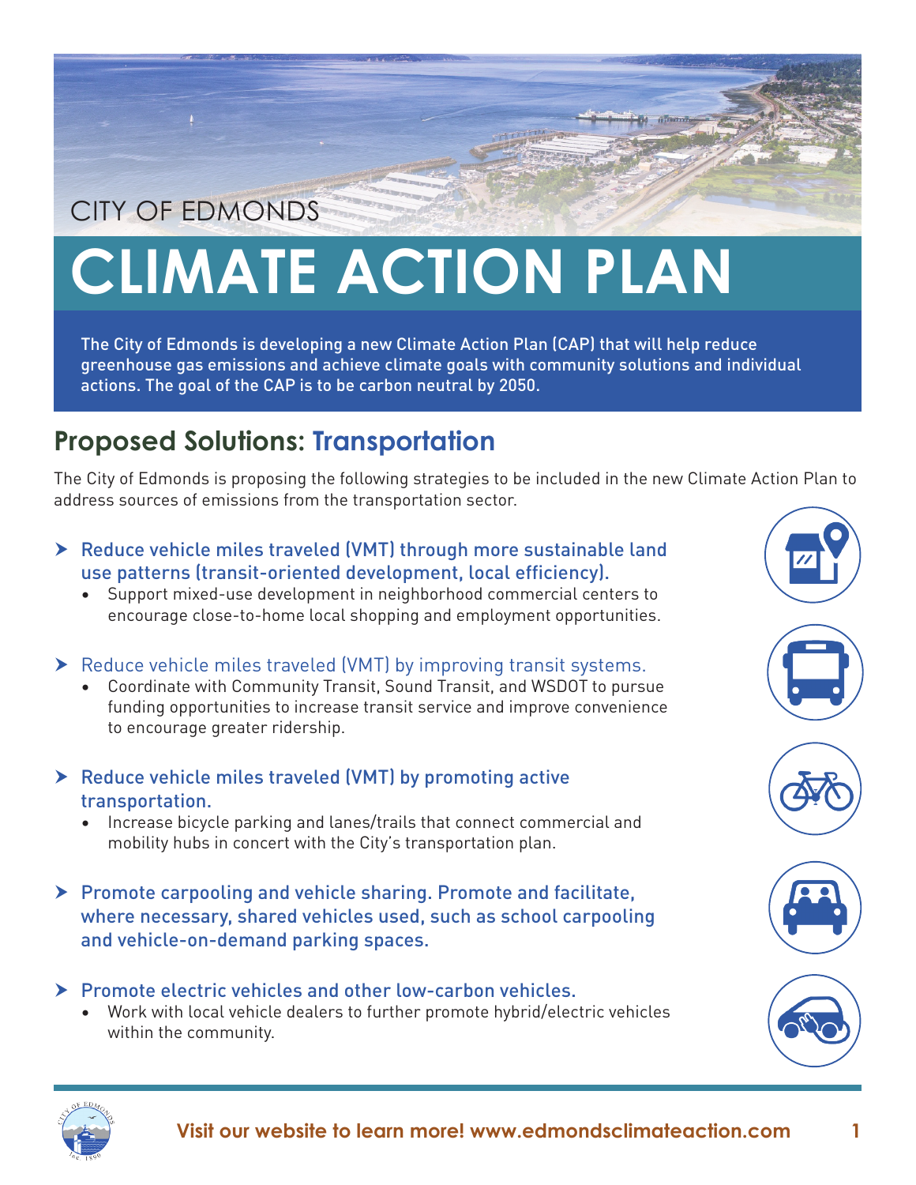CITY OF EDMONDS

# CLIMATE ACTION PLAN

The City of Edmonds is developing a new Climate Action Plan (CAP) that will help reduce greenhouse gas emissions and achieve climate goals with community solutions and individual actions. The goal of the CAP is to be carbon neutral by 2050.

## Proposed Solutions: Transportation

The City of Edmonds is proposing the following strategies to be included in the new Climate Action Plan to address sources of emissions from the transportation sector.

- **Reduce vehicle miles traveled (VMT) through more sustainable land use patterns (transit-oriented development, local efficiency).**
  - Support mixed-use development in neighborhood commercial centers to encourage close-to-home local shopping and employment opportunities.

- **Reduce vehicle miles traveled (VMT) by improving transit systems.**
  - Coordinate with Community Transit, Sound Transit, and WSDOT to pursue funding opportunities to increase transit service and improve convenience to encourage greater ridership.

- **Reduce vehicle miles traveled (VMT) by promoting active transportation.**
  - Increase bicycle parking and lanes/trails that connect commercial and mobility hubs in concert with the City's transportation plan.

- **Promote carpooling and vehicle sharing. Promote and facilitate, where necessary, shared vehicles used, such as school carpooling and vehicle-on-demand parking spaces.**

- **Promote electric vehicles and other low-carbon vehicles.**
  - Work with local vehicle dealers to further promote hybrid/electric vehicles within the community.

**Visit our website to learn more! www.edmondsclimateaction.com**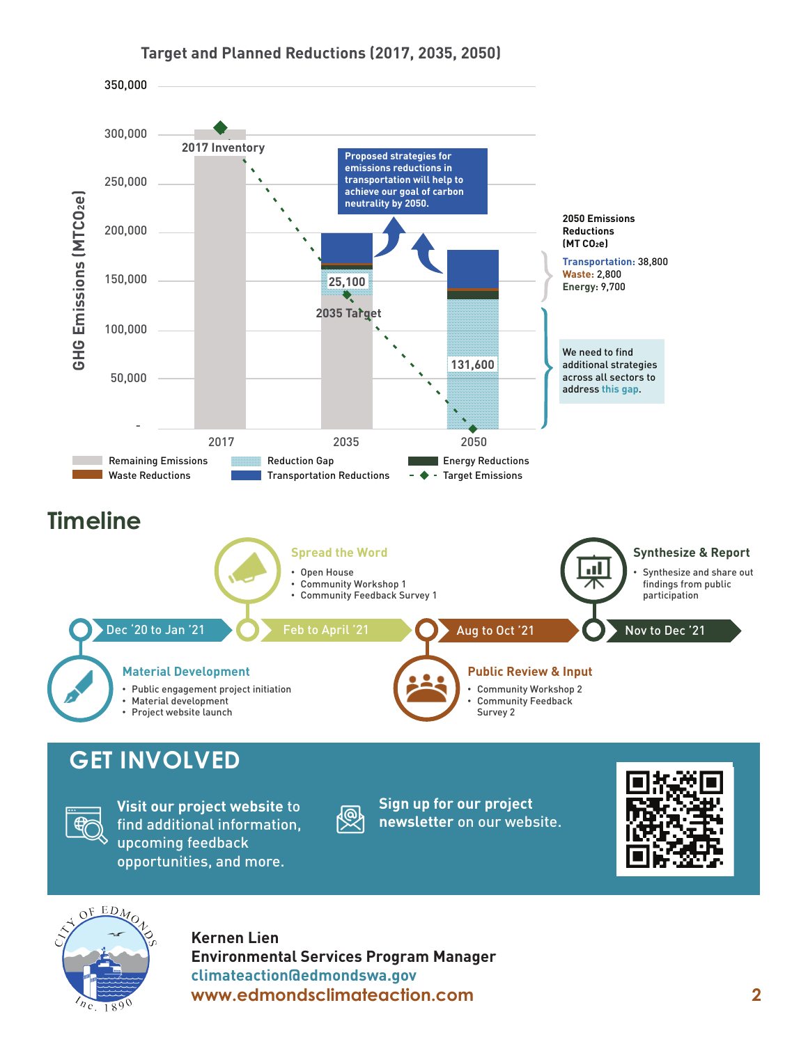## Target and Planned Reductions (2017, 2035, 2050)

GHG Emissions (MTCO2e)

350,000
300,000
250,000
200,000
150,000
100,000
50,000
-

2017 Inventory

Proposed strategies for emissions reductions in transportation will help to achieve our goal of carbon neutrality by 2050.

25,100

2035 Target

131,600

2017
2035
2050

**2050 Emissions Reductions (MT $CO_2e$)**

Transportation: 38,800
Waste: 2,800
Energy: 9,700

We need to find additional strategies across all sectors to address this gap.

Remaining Emissions
Reduction Gap
Energy Reductions
Waste Reductions
Transportation Reductions
Target Emissions

# Timeline

**Dec '20 to Jan '21**

**Material Development**
- Public engagement project initiation
- Material development
- Project website launch

**Feb to April '21**

**Spread the Word**
- Open House
- Community Workshop 1
- Community Feedback Survey 1

**Aug to Oct '21**

**Public Review & Input**
- Community Workshop 2
- Community Feedback Survey 2

**Nov to Dec '21**

**Synthesize & Report**
- Synthesize and share out findings from public participation

# GET INVOLVED

**Visit our project website** to find additional information, upcoming feedback opportunities, and more.

**Sign up for our project newsletter** on our website.

**Kernen Lien**
**Environmental Services Program Manager**
**climateaction@edmondswa.gov**
**www.edmondsclimateaction.com**